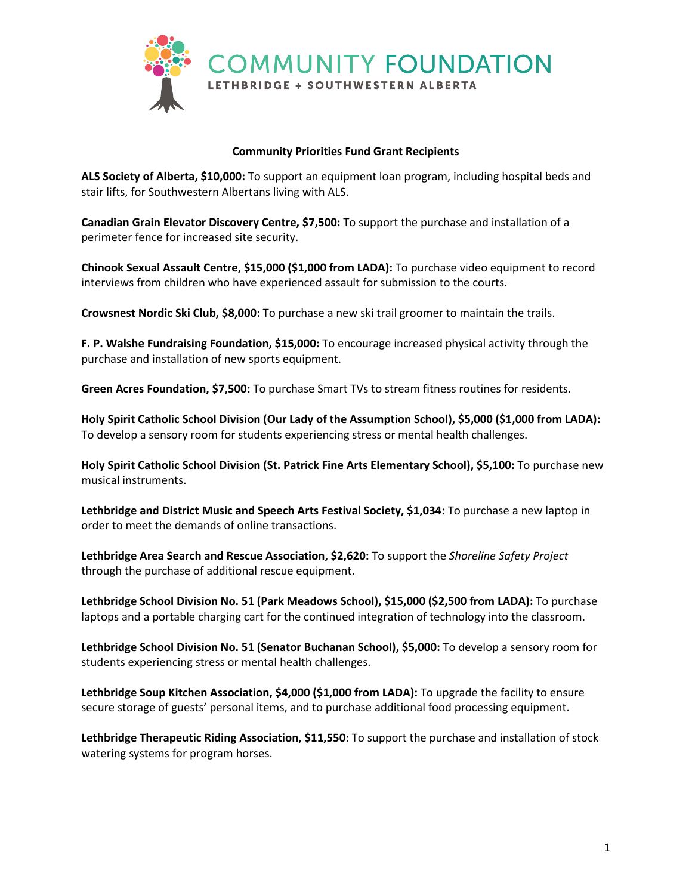COMMUNITY FOUNDATION

LETHBRIDGE + SOUTHWESTERN ALBERTA

**Community Priorities Fund Grant Recipients**

**ALS Society of Alberta, $10,000:** To support an equipment loan program, including hospital beds and stair lifts, for Southwestern Albertans living with ALS.

**Canadian Grain Elevator Discovery Centre, $7,500:** To support the purchase and installation of a perimeter fence for increased site security.

**Chinook Sexual Assault Centre, $15,000 ($1,000 from LADA):** To purchase video equipment to record interviews from children who have experienced assault for submission to the courts.

**Crowsnest Nordic Ski Club, $8,000:** To purchase a new ski trail groomer to maintain the trails.

**F. P. Walshe Fundraising Foundation, $15,000:** To encourage increased physical activity through the purchase and installation of new sports equipment.

**Green Acres Foundation, $7,500:** To purchase Smart TVs to stream fitness routines for residents.

**Holy Spirit Catholic School Division (Our Lady of the Assumption School), $5,000 ($1,000 from LADA):** To develop a sensory room for students experiencing stress or mental health challenges.

**Holy Spirit Catholic School Division (St. Patrick Fine Arts Elementary School), $5,100:** To purchase new musical instruments.

**Lethbridge and District Music and Speech Arts Festival Society, $1,034:** To purchase a new laptop in order to meet the demands of online transactions.

**Lethbridge Area Search and Rescue Association, $2,620:** To support the *Shoreline Safety Project* through the purchase of additional rescue equipment.

**Lethbridge School Division No. 51 (Park Meadows School), $15,000 ($2,500 from LADA):** To purchase laptops and a portable charging cart for the continued integration of technology into the classroom.

**Lethbridge School Division No. 51 (Senator Buchanan School), $5,000:** To develop a sensory room for students experiencing stress or mental health challenges.

**Lethbridge Soup Kitchen Association, $4,000 ($1,000 from LADA):** To upgrade the facility to ensure secure storage of guests' personal items, and to purchase additional food processing equipment.

**Lethbridge Therapeutic Riding Association, $11,550:** To support the purchase and installation of stock watering systems for program horses.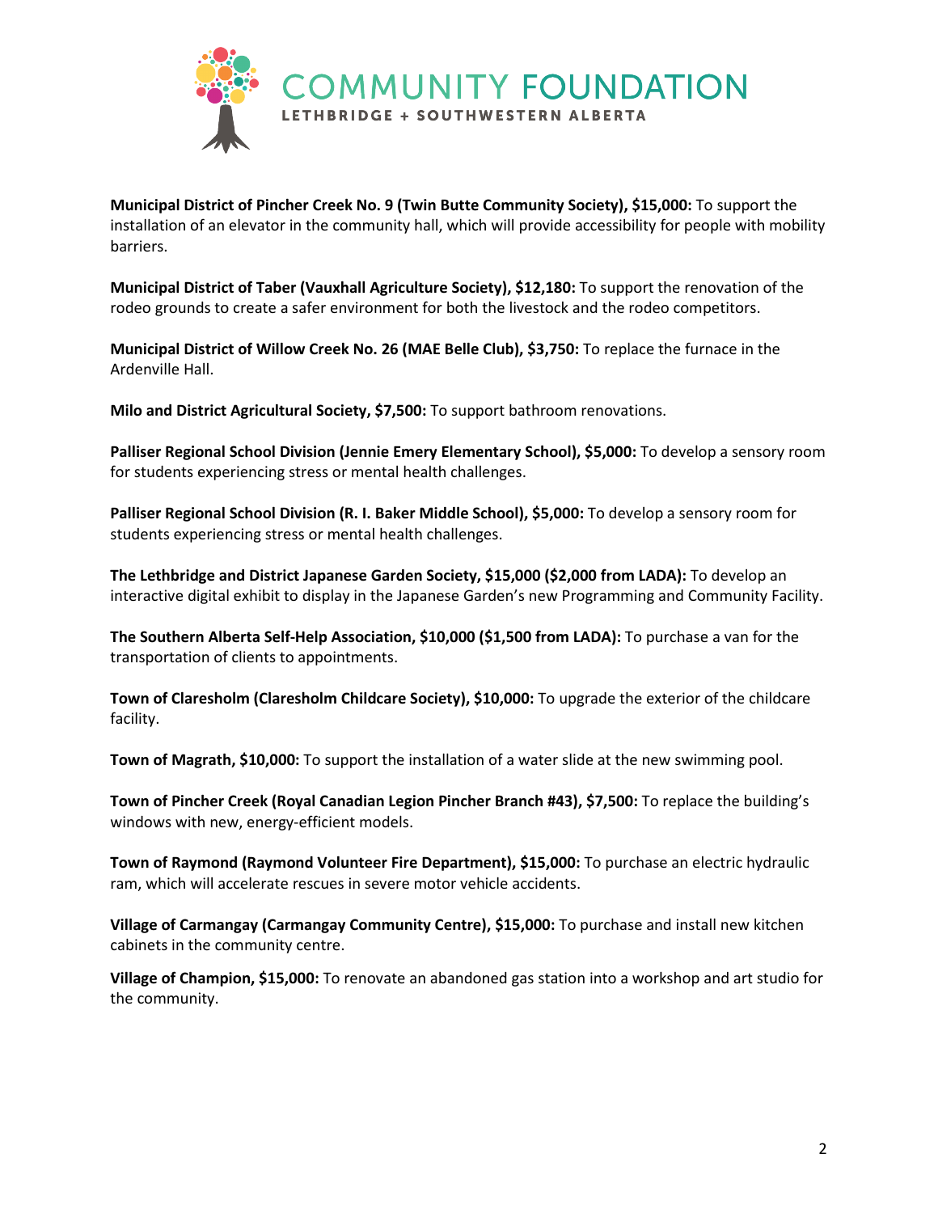**Municipal District of Pincher Creek No. 9 (Twin Butte Community Society), $15,000:** To support the installation of an elevator in the community hall, which will provide accessibility for people with mobility barriers.

**Municipal District of Taber (Vauxhall Agriculture Society), $12,180:** To support the renovation of the rodeo grounds to create a safer environment for both the livestock and the rodeo competitors.

**Municipal District of Willow Creek No. 26 (MAE Belle Club), $3,750:** To replace the furnace in the Ardenville Hall.

**Milo and District Agricultural Society, $7,500:** To support bathroom renovations.

**Palliser Regional School Division (Jennie Emery Elementary School), $5,000:** To develop a sensory room for students experiencing stress or mental health challenges.

**Palliser Regional School Division (R. I. Baker Middle School), $5,000:** To develop a sensory room for students experiencing stress or mental health challenges.

**The Lethbridge and District Japanese Garden Society, $15,000 ($2,000 from LADA):** To develop an interactive digital exhibit to display in the Japanese Garden's new Programming and Community Facility.

**The Southern Alberta Self-Help Association, $10,000 ($1,500 from LADA):** To purchase a van for the transportation of clients to appointments.

**Town of Claresholm (Claresholm Childcare Society), $10,000:** To upgrade the exterior of the childcare facility.

**Town of Magrath, $10,000:** To support the installation of a water slide at the new swimming pool.

**Town of Pincher Creek (Royal Canadian Legion Pincher Branch #43), $7,500:** To replace the building's windows with new, energy-efficient models.

**Town of Raymond (Raymond Volunteer Fire Department), $15,000:** To purchase an electric hydraulic ram, which will accelerate rescues in severe motor vehicle accidents.

**Village of Carmangay (Carmangay Community Centre), $15,000:** To purchase and install new kitchen cabinets in the community centre.

**Village of Champion, $15,000:** To renovate an abandoned gas station into a workshop and art studio for the community.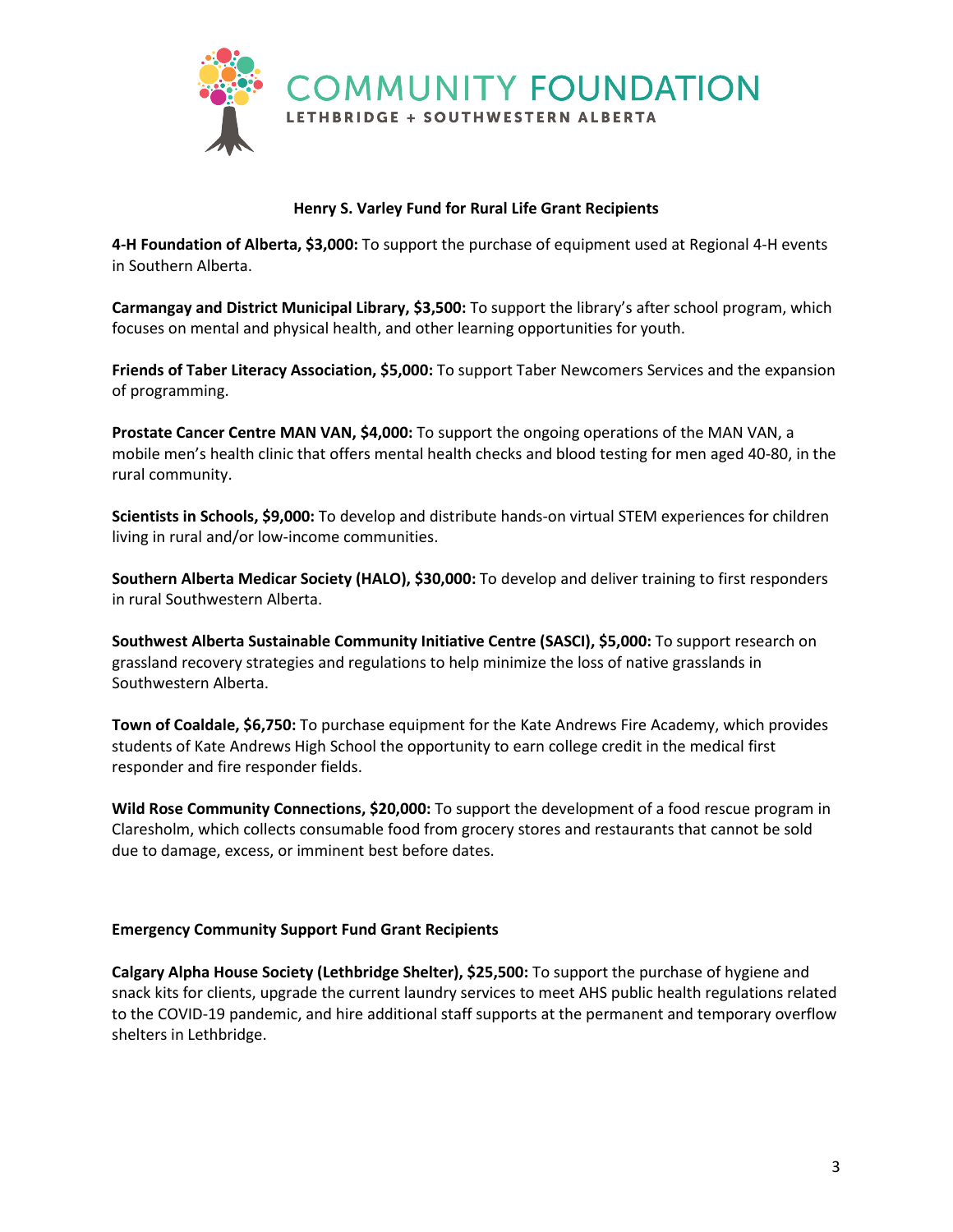## Henry S. Varley Fund for Rural Life Grant Recipients

**4-H Foundation of Alberta, $3,000:** To support the purchase of equipment used at Regional 4-H events in Southern Alberta.

**Carmangay and District Municipal Library, $3,500:** To support the library's after school program, which focuses on mental and physical health, and other learning opportunities for youth.

**Friends of Taber Literacy Association, $5,000:** To support Taber Newcomers Services and the expansion of programming.

**Prostate Cancer Centre MAN VAN, $4,000:** To support the ongoing operations of the MAN VAN, a mobile men's health clinic that offers mental health checks and blood testing for men aged 40-80, in the rural community.

**Scientists in Schools, $9,000:** To develop and distribute hands-on virtual STEM experiences for children living in rural and/or low-income communities.

**Southern Alberta Medicar Society (HALO), $30,000:** To develop and deliver training to first responders in rural Southwestern Alberta.

**Southwest Alberta Sustainable Community Initiative Centre (SASCI), $5,000:** To support research on grassland recovery strategies and regulations to help minimize the loss of native grasslands in Southwestern Alberta.

**Town of Coaldale, $6,750:** To purchase equipment for the Kate Andrews Fire Academy, which provides students of Kate Andrews High School the opportunity to earn college credit in the medical first responder and fire responder fields.

**Wild Rose Community Connections, $20,000:** To support the development of a food rescue program in Claresholm, which collects consumable food from grocery stores and restaurants that cannot be sold due to damage, excess, or imminent best before dates.

## Emergency Community Support Fund Grant Recipients

**Calgary Alpha House Society (Lethbridge Shelter), $25,500:** To support the purchase of hygiene and snack kits for clients, upgrade the current laundry services to meet AHS public health regulations related to the COVID-19 pandemic, and hire additional staff supports at the permanent and temporary overflow shelters in Lethbridge.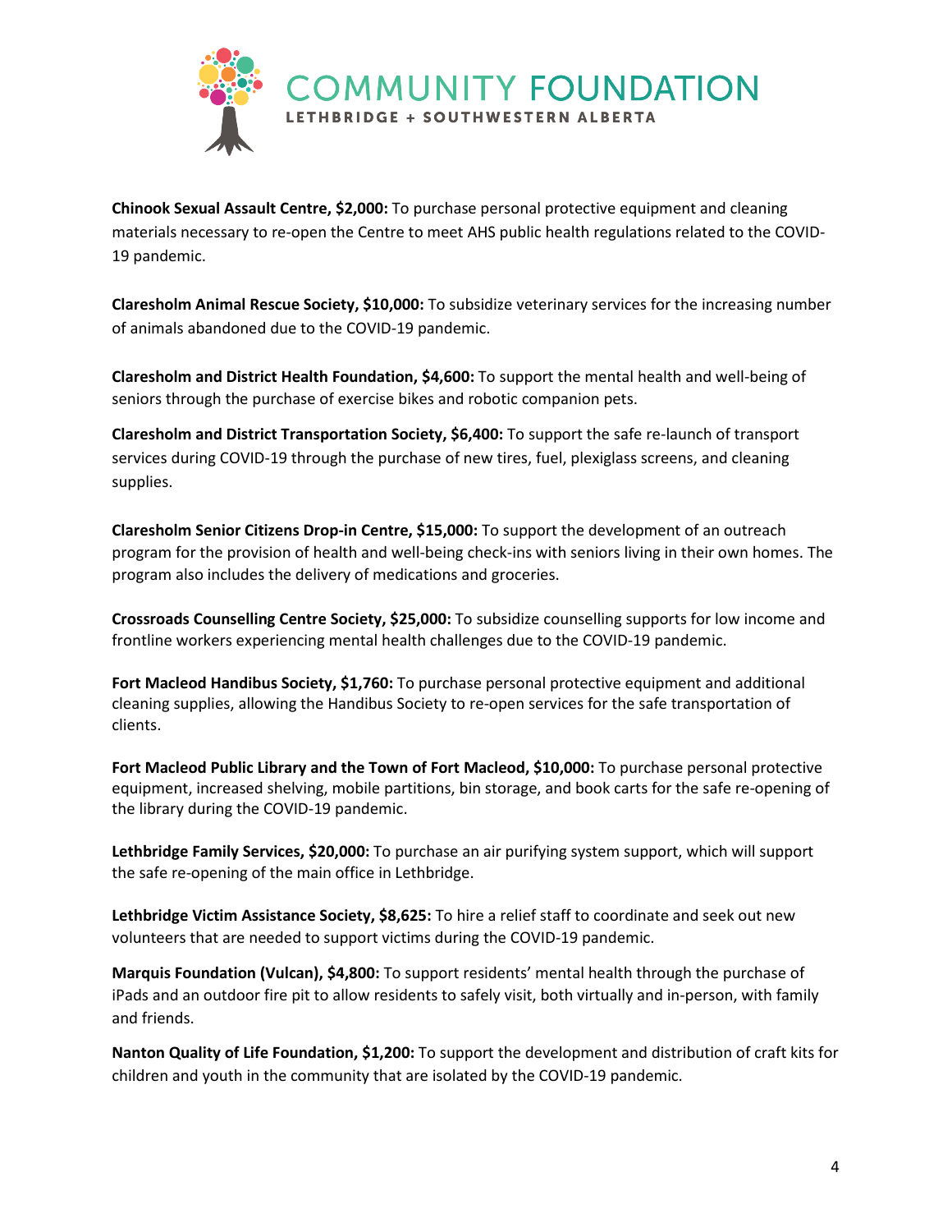**Chinook Sexual Assault Centre, $2,000:** To purchase personal protective equipment and cleaning materials necessary to re-open the Centre to meet AHS public health regulations related to the COVID-19 pandemic.

**Claresholm Animal Rescue Society, $10,000:** To subsidize veterinary services for the increasing number of animals abandoned due to the COVID-19 pandemic.

**Claresholm and District Health Foundation, $4,600:** To support the mental health and well-being of seniors through the purchase of exercise bikes and robotic companion pets.

**Claresholm and District Transportation Society, $6,400:** To support the safe re-launch of transport services during COVID-19 through the purchase of new tires, fuel, plexiglass screens, and cleaning supplies.

**Claresholm Senior Citizens Drop-in Centre, $15,000:** To support the development of an outreach program for the provision of health and well-being check-ins with seniors living in their own homes. The program also includes the delivery of medications and groceries.

**Crossroads Counselling Centre Society, $25,000:** To subsidize counselling supports for low income and frontline workers experiencing mental health challenges due to the COVID-19 pandemic.

**Fort Macleod Handibus Society, $1,760:** To purchase personal protective equipment and additional cleaning supplies, allowing the Handibus Society to re-open services for the safe transportation of clients.

**Fort Macleod Public Library and the Town of Fort Macleod, $10,000:** To purchase personal protective equipment, increased shelving, mobile partitions, bin storage, and book carts for the safe re-opening of the library during the COVID-19 pandemic.

**Lethbridge Family Services, $20,000:** To purchase an air purifying system support, which will support the safe re-opening of the main office in Lethbridge.

**Lethbridge Victim Assistance Society, $8,625:** To hire a relief staff to coordinate and seek out new volunteers that are needed to support victims during the COVID-19 pandemic.

**Marquis Foundation (Vulcan), $4,800:** To support residents' mental health through the purchase of iPads and an outdoor fire pit to allow residents to safely visit, both virtually and in-person, with family and friends.

**Nanton Quality of Life Foundation, $1,200:** To support the development and distribution of craft kits for children and youth in the community that are isolated by the COVID-19 pandemic.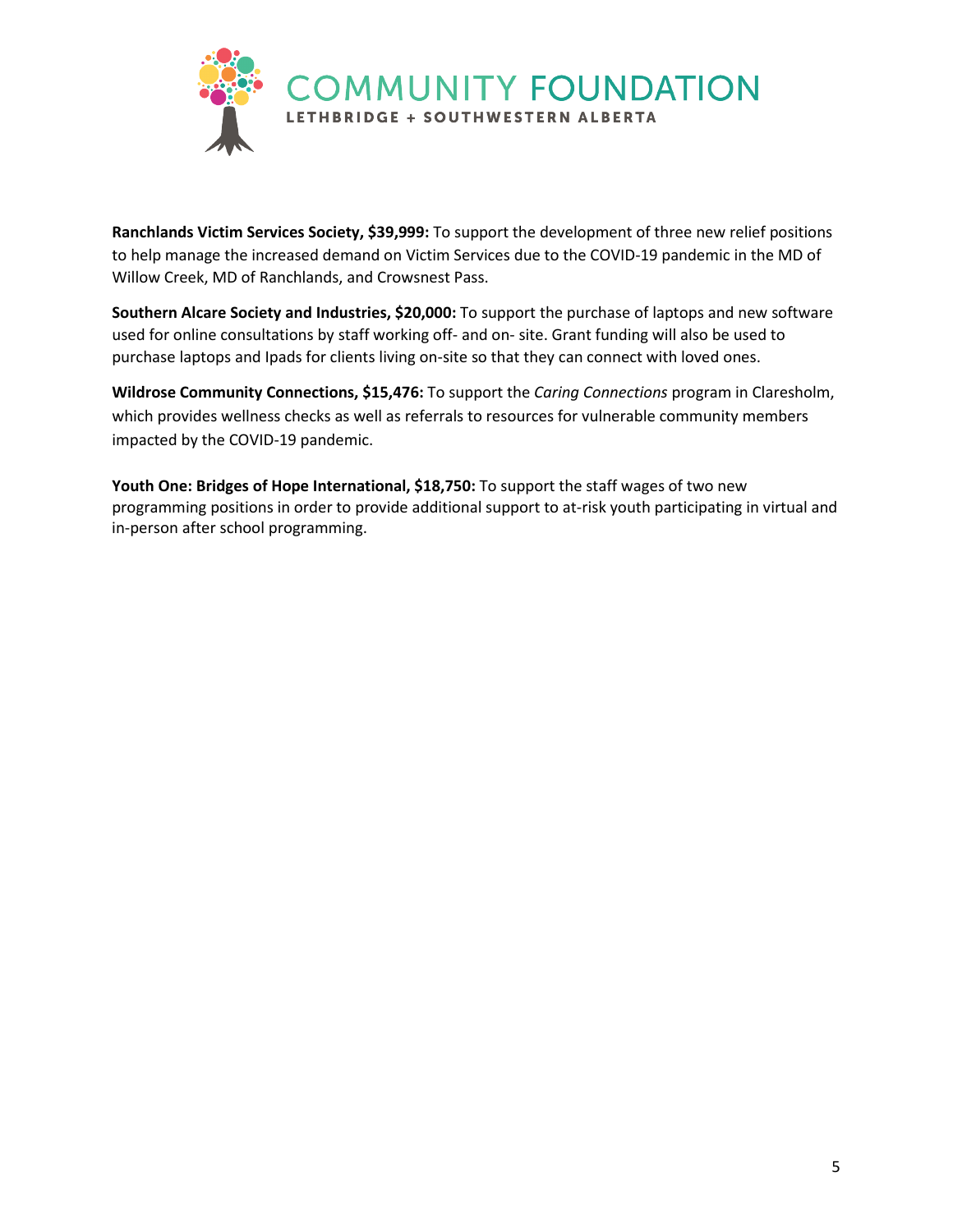**Ranchlands Victim Services Society, $39,999:** To support the development of three new relief positions to help manage the increased demand on Victim Services due to the COVID-19 pandemic in the MD of Willow Creek, MD of Ranchlands, and Crowsnest Pass.

**Southern Alcare Society and Industries, $20,000:** To support the purchase of laptops and new software used for online consultations by staff working off- and on- site. Grant funding will also be used to purchase laptops and Ipads for clients living on-site so that they can connect with loved ones.

**Wildrose Community Connections, $15,476:** To support the *Caring Connections* program in Claresholm, which provides wellness checks as well as referrals to resources for vulnerable community members impacted by the COVID-19 pandemic.

**Youth One: Bridges of Hope International, $18,750:** To support the staff wages of two new programming positions in order to provide additional support to at-risk youth participating in virtual and in-person after school programming.